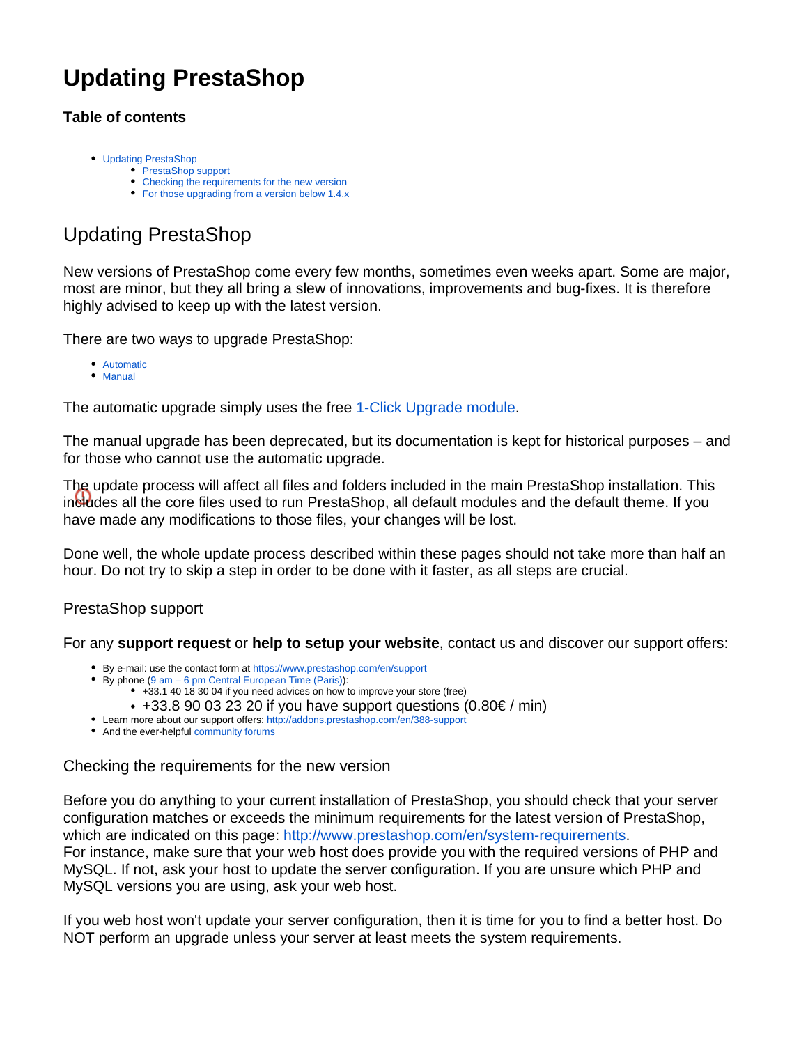# Updating PrestaShop

### Table of contents

- Updating PrestaShop
  - PrestaShop support
  - Checking the requirements for the new version
  - For those upgrading from a version below 1.4.x

## Updating PrestaShop

New versions of PrestaShop come every few months, sometimes even weeks apart. Some are major, most are minor, but they all bring a slew of innovations, improvements and bug-fixes. It is therefore highly advised to keep up with the latest version.

There are two ways to upgrade PrestaShop:

- Automatic
- Manual

The automatic upgrade simply uses the free 1-Click Upgrade module.

The manual upgrade has been deprecated, but its documentation is kept for historical purposes – and for those who cannot use the automatic upgrade.

The update process will affect all files and folders included in the main PrestaShop installation. This includes all the core files used to run PrestaShop, all default modules and the default theme. If you have made any modifications to those files, your changes will be lost.

Done well, the whole update process described within these pages should not take more than half an hour. Do not try to skip a step in order to be done with it faster, as all steps are crucial.

### PrestaShop support

For any **support request** or **help to setup your website**, contact us and discover our support offers:

- By e-mail: use the contact form at https://www.prestashop.com/en/support
- By phone (9 am – 6 pm Central European Time (Paris)):
  - +33.1 40 18 30 04 if you need advices on how to improve your store (free)
  - +33.8 90 03 23 20 if you have support questions (0.80€ / min)
- Learn more about our support offers: http://addons.prestashop.com/en/388-support
- And the ever-helpful community forums

### Checking the requirements for the new version

Before you do anything to your current installation of PrestaShop, you should check that your server configuration matches or exceeds the minimum requirements for the latest version of PrestaShop, which are indicated on this page: http://www.prestashop.com/en/system-requirements.
For instance, make sure that your web host does provide you with the required versions of PHP and MySQL. If not, ask your host to update the server configuration. If you are unsure which PHP and MySQL versions you are using, ask your web host.

If you web host won't update your server configuration, then it is time for you to find a better host. Do NOT perform an upgrade unless your server at least meets the system requirements.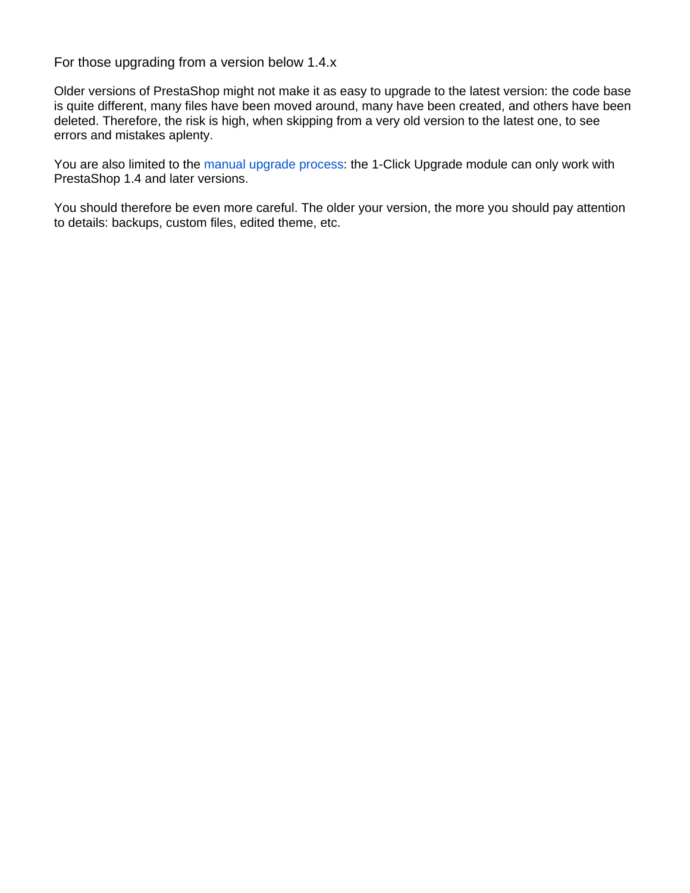For those upgrading from a version below 1.4.x

Older versions of PrestaShop might not make it as easy to upgrade to the latest version: the code base is quite different, many files have been moved around, many have been created, and others have been deleted. Therefore, the risk is high, when skipping from a very old version to the latest one, to see errors and mistakes aplenty.

You are also limited to the manual upgrade process: the 1-Click Upgrade module can only work with PrestaShop 1.4 and later versions.

You should therefore be even more careful. The older your version, the more you should pay attention to details: backups, custom files, edited theme, etc.